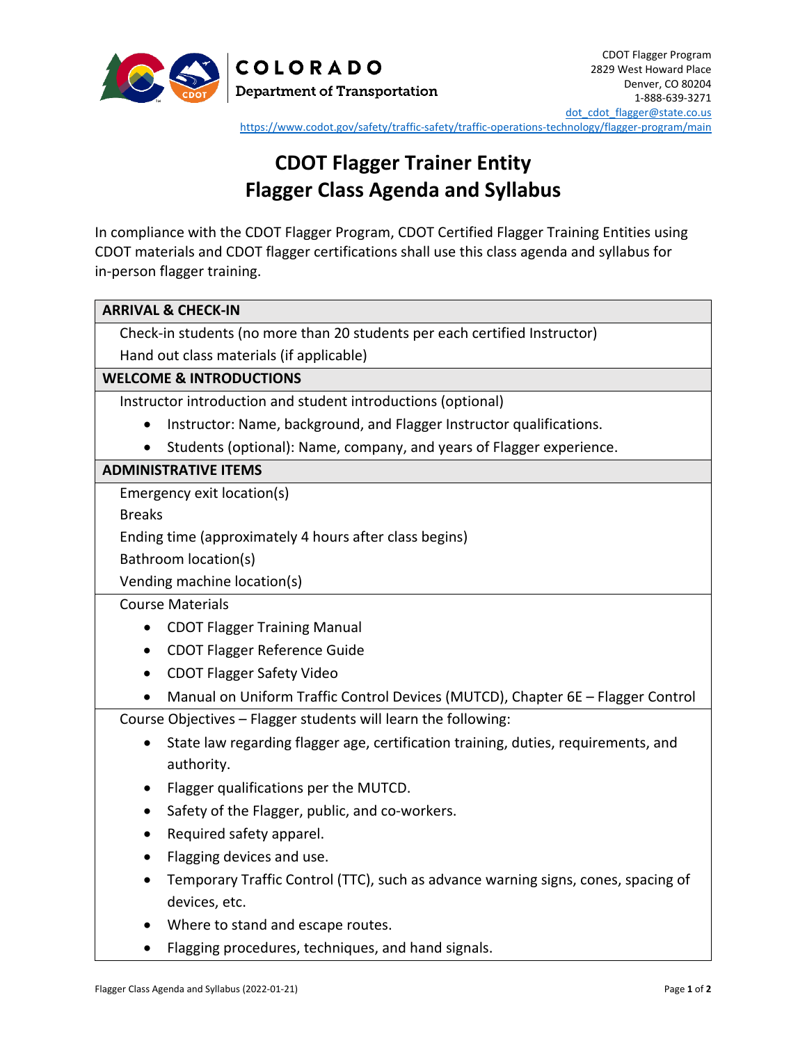COLORADO
Department of Transportation

CDOT Flagger Program
2829 West Howard Place
Denver, CO 80204
1-888-639-3271
dot_cdot_flagger@state.co.us
https://www.codot.gov/safety/traffic-safety/traffic-operations-technology/flagger-program/main

# CDOT Flagger Trainer Entity
# Flagger Class Agenda and Syllabus

In compliance with the CDOT Flagger Program, CDOT Certified Flagger Training Entities using CDOT materials and CDOT flagger certifications shall use this class agenda and syllabus for in-person flagger training.

**ARRIVAL & CHECK-IN**

Check-in students (no more than 20 students per each certified Instructor)

Hand out class materials (if applicable)

**WELCOME & INTRODUCTIONS**

Instructor introduction and student introductions (optional)

- Instructor: Name, background, and Flagger Instructor qualifications.
- Students (optional): Name, company, and years of Flagger experience.

**ADMINISTRATIVE ITEMS**

Emergency exit location(s)

Breaks

Ending time (approximately 4 hours after class begins)

Bathroom location(s)

Vending machine location(s)

Course Materials

- CDOT Flagger Training Manual
- CDOT Flagger Reference Guide
- CDOT Flagger Safety Video
- Manual on Uniform Traffic Control Devices (MUTCD), Chapter 6E – Flagger Control

Course Objectives – Flagger students will learn the following:

- State law regarding flagger age, certification training, duties, requirements, and authority.
- Flagger qualifications per the MUTCD.
- Safety of the Flagger, public, and co-workers.
- Required safety apparel.
- Flagging devices and use.
- Temporary Traffic Control (TTC), such as advance warning signs, cones, spacing of devices, etc.
- Where to stand and escape routes.
- Flagging procedures, techniques, and hand signals.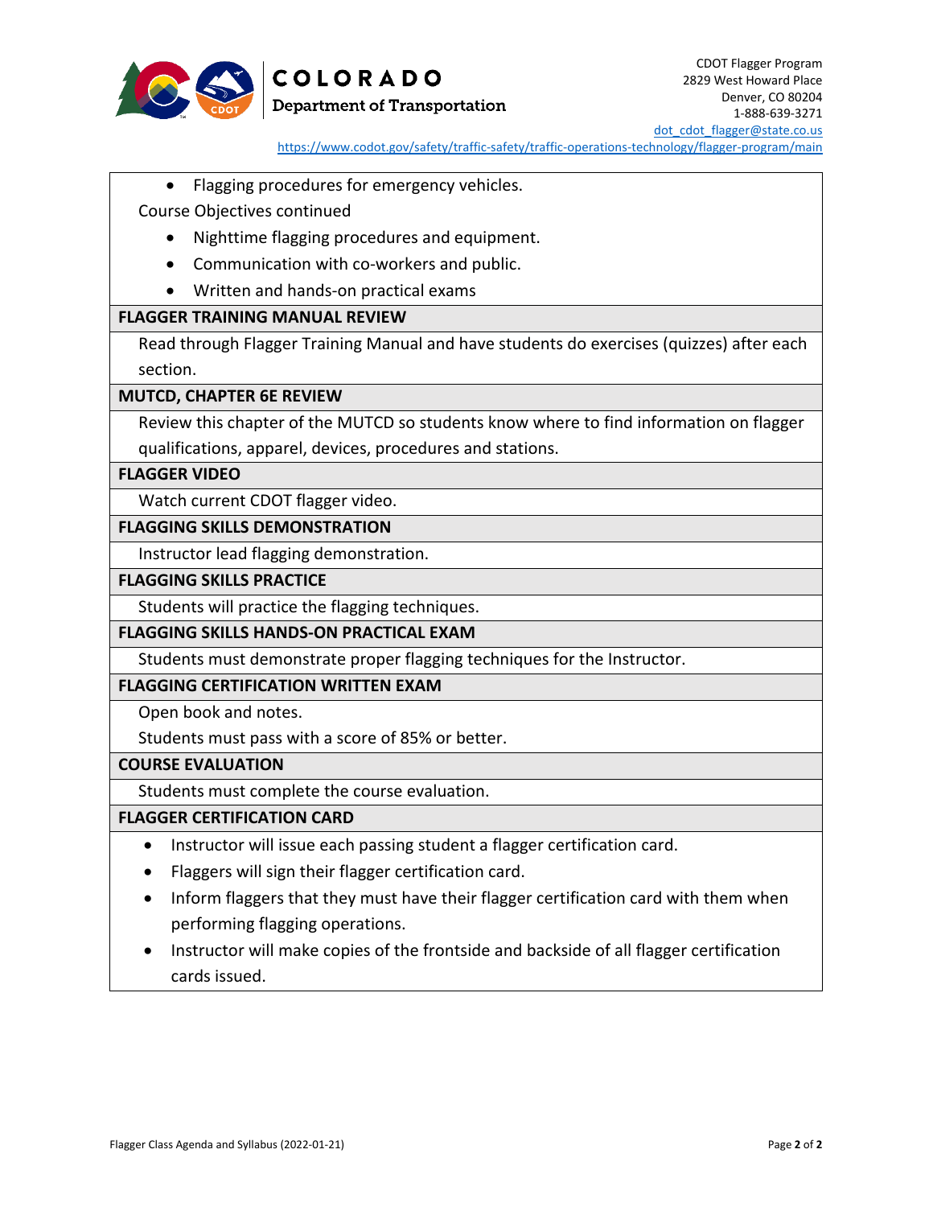- Flagging procedures for emergency vehicles.

Course Objectives continued

- Nighttime flagging procedures and equipment.
- Communication with co-workers and public.
- Written and hands-on practical exams

**FLAGGER TRAINING MANUAL REVIEW**

Read through Flagger Training Manual and have students do exercises (quizzes) after each section.

**MUTCD, CHAPTER 6E REVIEW**

Review this chapter of the MUTCD so students know where to find information on flagger qualifications, apparel, devices, procedures and stations.

**FLAGGER VIDEO**

Watch current CDOT flagger video.

**FLAGGING SKILLS DEMONSTRATION**

Instructor lead flagging demonstration.

**FLAGGING SKILLS PRACTICE**

Students will practice the flagging techniques.

**FLAGGING SKILLS HANDS-ON PRACTICAL EXAM**

Students must demonstrate proper flagging techniques for the Instructor.

**FLAGGING CERTIFICATION WRITTEN EXAM**

Open book and notes.

Students must pass with a score of 85% or better.

**COURSE EVALUATION**

Students must complete the course evaluation.

**FLAGGER CERTIFICATION CARD**

- Instructor will issue each passing student a flagger certification card.
- Flaggers will sign their flagger certification card.
- Inform flaggers that they must have their flagger certification card with them when performing flagging operations.
- Instructor will make copies of the frontside and backside of all flagger certification cards issued.